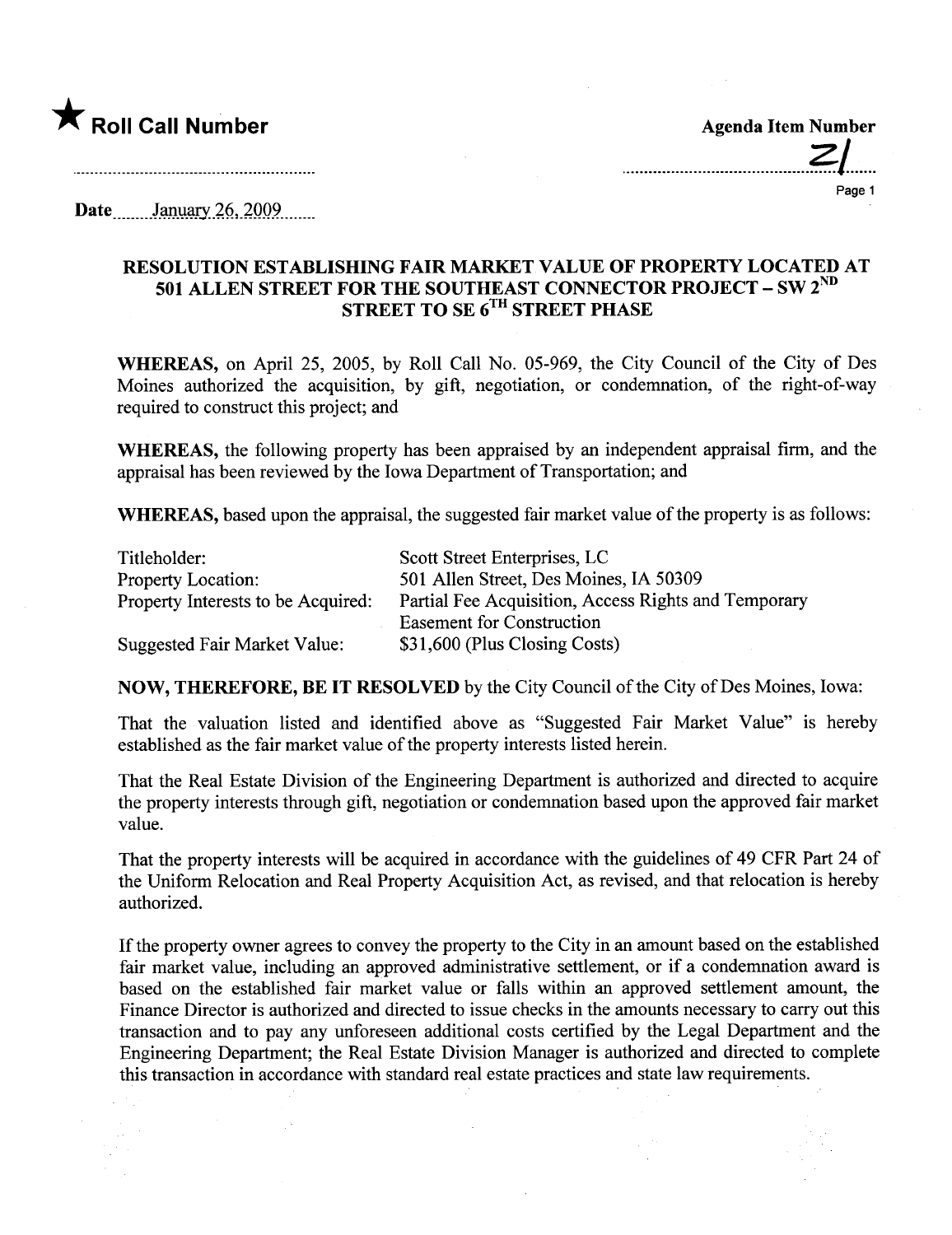★ **Roll Call Number**

**Agenda Item Number**

21

Date January 26, 2009

## RESOLUTION ESTABLISHING FAIR MARKET VALUE OF PROPERTY LOCATED AT 501 ALLEN STREET FOR THE SOUTHEAST CONNECTOR PROJECT – SW 2ND STREET TO SE 6TH STREET PHASE

**WHEREAS,** on April 25, 2005, by Roll Call No. 05-969, the City Council of the City of Des Moines authorized the acquisition, by gift, negotiation, or condemnation, of the right-of-way required to construct this project; and

**WHEREAS,** the following property has been appraised by an independent appraisal firm, and the appraisal has been reviewed by the Iowa Department of Transportation; and

**WHEREAS,** based upon the appraisal, the suggested fair market value of the property is as follows:

| | |
|---|---|
| Titleholder: | Scott Street Enterprises, LC |
| Property Location: | 501 Allen Street, Des Moines, IA 50309 |
| Property Interests to be Acquired: | Partial Fee Acquisition, Access Rights and Temporary Easement for Construction |
| Suggested Fair Market Value: | $31,600 (Plus Closing Costs) |

**NOW, THEREFORE, BE IT RESOLVED** by the City Council of the City of Des Moines, Iowa:

That the valuation listed and identified above as "Suggested Fair Market Value" is hereby established as the fair market value of the property interests listed herein.

That the Real Estate Division of the Engineering Department is authorized and directed to acquire the property interests through gift, negotiation or condemnation based upon the approved fair market value.

That the property interests will be acquired in accordance with the guidelines of 49 CFR Part 24 of the Uniform Relocation and Real Property Acquisition Act, as revised, and that relocation is hereby authorized.

If the property owner agrees to convey the property to the City in an amount based on the established fair market value, including an approved administrative settlement, or if a condemnation award is based on the established fair market value or falls within an approved settlement amount, the Finance Director is authorized and directed to issue checks in the amounts necessary to carry out this transaction and to pay any unforeseen additional costs certified by the Legal Department and the Engineering Department; the Real Estate Division Manager is authorized and directed to complete this transaction in accordance with standard real estate practices and state law requirements.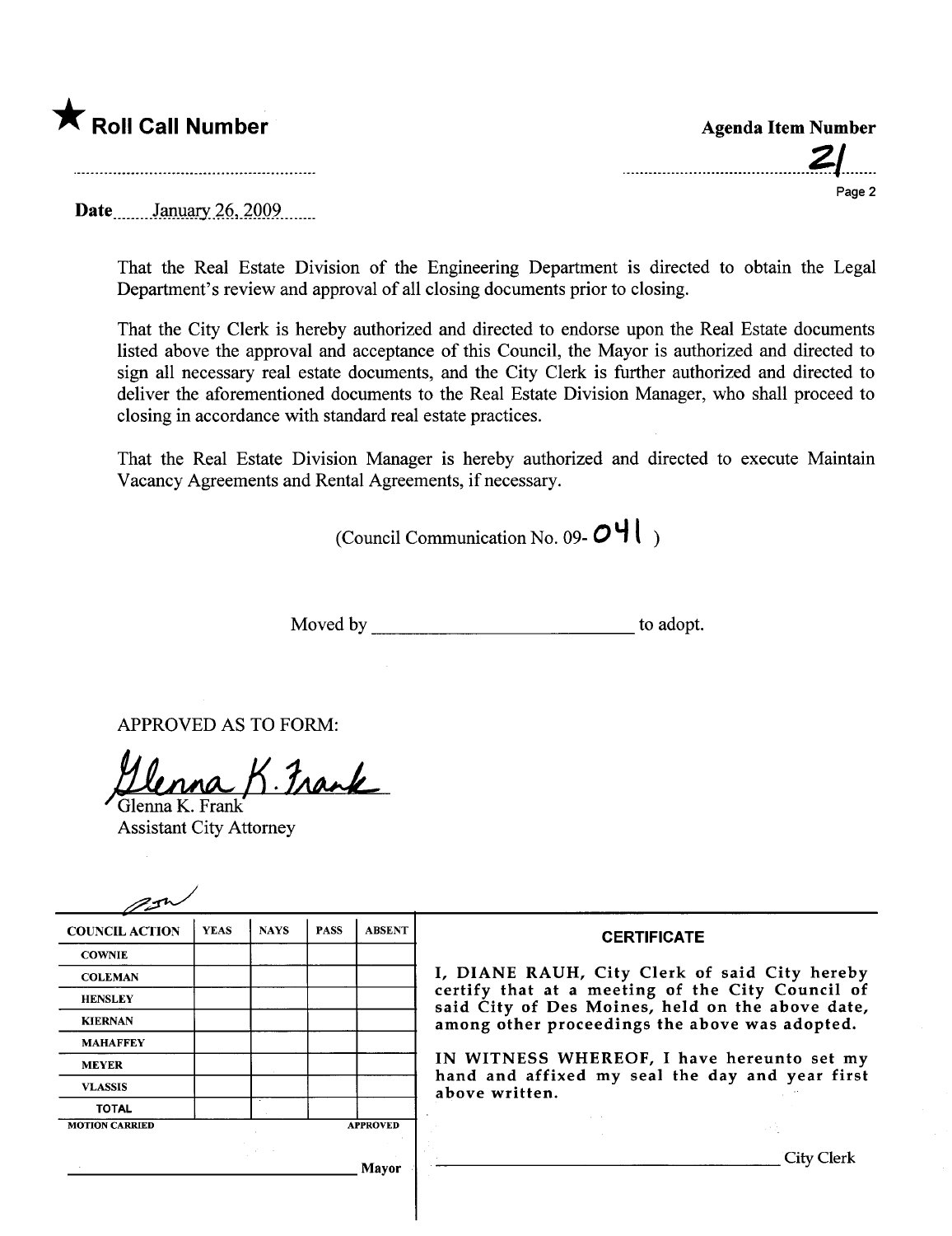★ **Roll Call Number**

**Agenda Item Number**

21

Date January 26, 2009

That the Real Estate Division of the Engineering Department is directed to obtain the Legal Department's review and approval of all closing documents prior to closing.

That the City Clerk is hereby authorized and directed to endorse upon the Real Estate documents listed above the approval and acceptance of this Council, the Mayor is authorized and directed to sign all necessary real estate documents, and the City Clerk is further authorized and directed to deliver the aforementioned documents to the Real Estate Division Manager, who shall proceed to closing in accordance with standard real estate practices.

That the Real Estate Division Manager is hereby authorized and directed to execute Maintain Vacancy Agreements and Rental Agreements, if necessary.

(Council Communication No. 09-041)

Moved by ____________________________ to adopt.

APPROVED AS TO FORM:

Glenna K. Frank
Glenna K. Frank
Assistant City Attorney

| COUNCIL ACTION | YEAS | NAYS | PASS | ABSENT |
|---|---|---|---|---|
| COWNIE | | | | |
| COLEMAN | | | | |
| HENSLEY | | | | |
| KIERNAN | | | | |
| MAHAFFEY | | | | |
| MEYER | | | | |
| VLASSIS | | | | |
| TOTAL | | | | |
| MOTION CARRIED | | | | APPROVED |

______________________________ Mayor

**CERTIFICATE**

I, DIANE RAUH, City Clerk of said City hereby certify that at a meeting of the City Council of said City of Des Moines, held on the above date, among other proceedings the above was adopted.

IN WITNESS WHEREOF, I have hereunto set my hand and affixed my seal the day and year first above written.

______________________________ City Clerk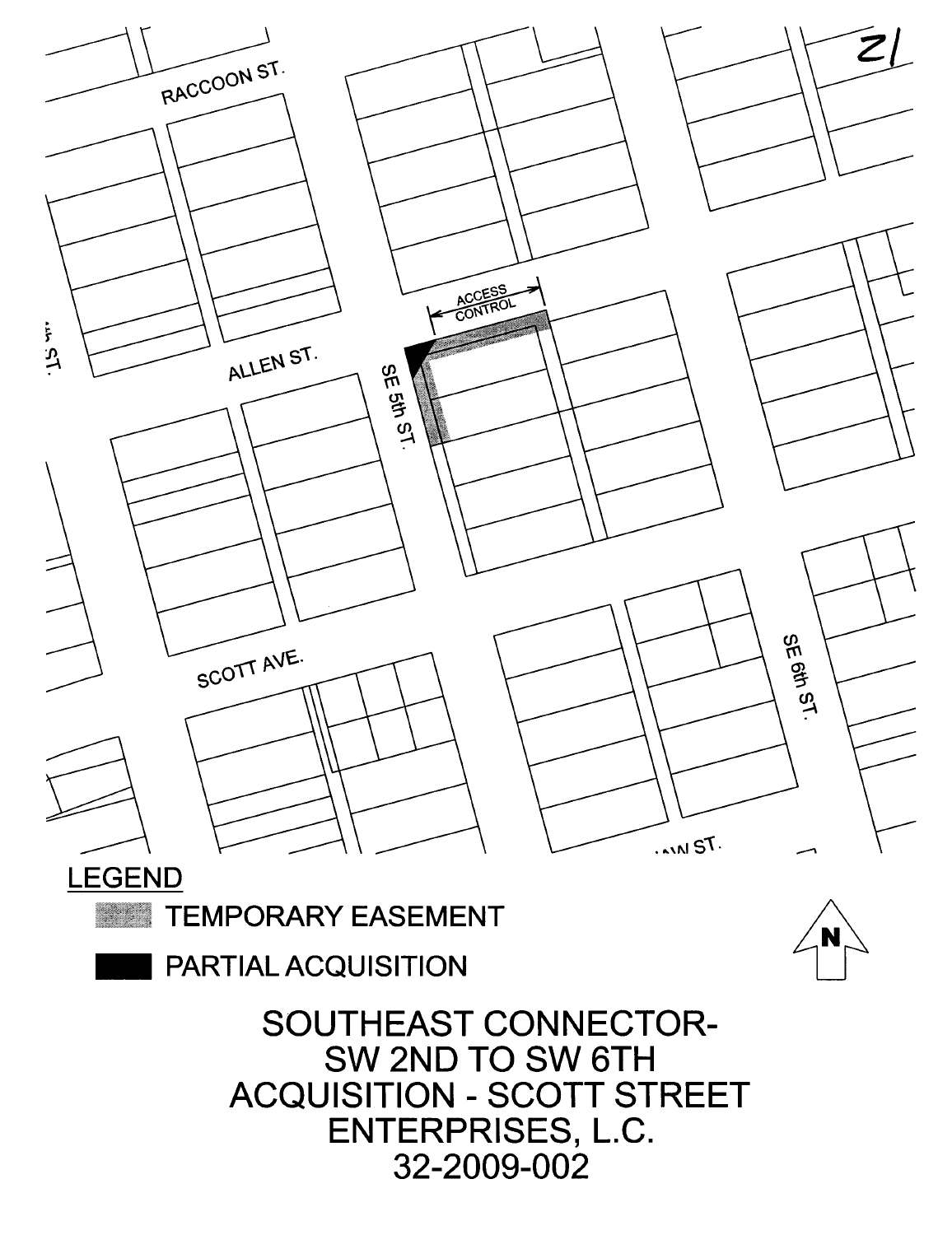21

RACCOON ST.

ALLEN ST.

SE 5th ST.

ACCESS CONTROL

SCOTT AVE.

SE 6th ST.

LEGEND

TEMPORARY EASEMENT

PARTIAL ACQUISITION

N

SOUTHEAST CONNECTOR-
SW 2ND TO SW 6TH
ACQUISITION - SCOTT STREET
ENTERPRISES, L.C.
32-2009-002